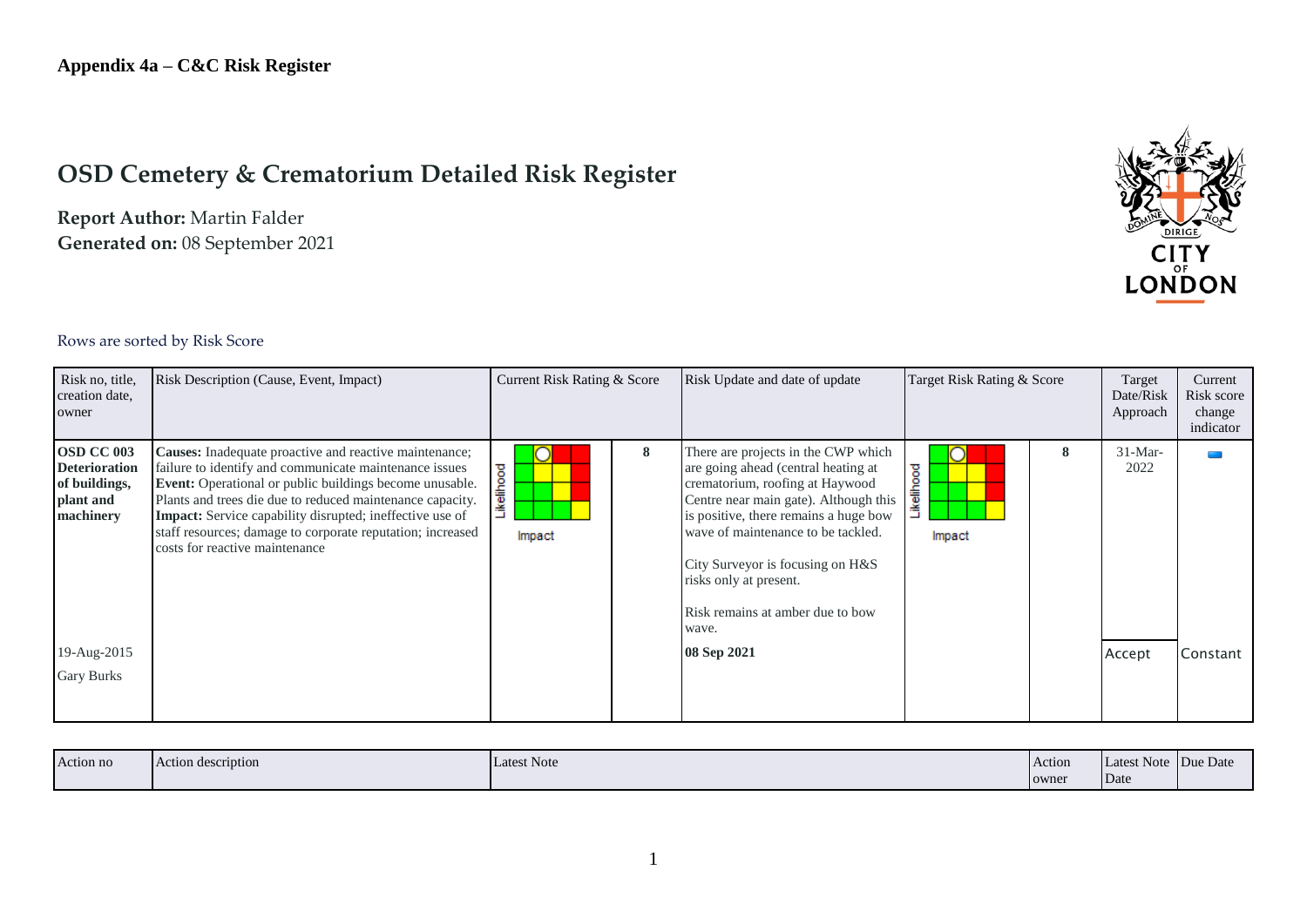**Appendix 4a – C&C Risk Register**

# OSD Cemetery & Crematorium Detailed Risk Register

**Report Author:** Martin Falder
**Generated on:** 08 September 2021

Rows are sorted by Risk Score

| Risk no, title, creation date, owner | Risk Description (Cause, Event, Impact) | Current Risk Rating & Score | | Risk Update and date of update | Target Risk Rating & Score | | Target Date/Risk Approach | Current Risk score change indicator |
|---|---|---|---|---|---|---|---|---|
| **OSD CC 003 Deterioration of buildings, plant and machinery** 19-Aug-2015 Gary Burks | **Causes:** Inadequate proactive and reactive maintenance; failure to identify and communicate maintenance issues **Event:** Operational or public buildings become unusable. Plants and trees die due to reduced maintenance capacity. **Impact:** Service capability disrupted; ineffective use of staff resources; damage to corporate reputation; increased costs for reactive maintenance | | 8 | There are projects in the CWP which are going ahead (central heating at crematorium, roofing at Haywood Centre near main gate). Although this is positive, there remains a huge bow wave of maintenance to be tackled. City Surveyor is focusing on H&S risks only at present. Risk remains at amber due to bow wave. **08 Sep 2021** | | 8 | 31-Mar-2022 Accept | Constant |

| Action no | Action description | Latest Note | Action owner | Latest Note Date | Due Date |
|---|---|---|---|---|---|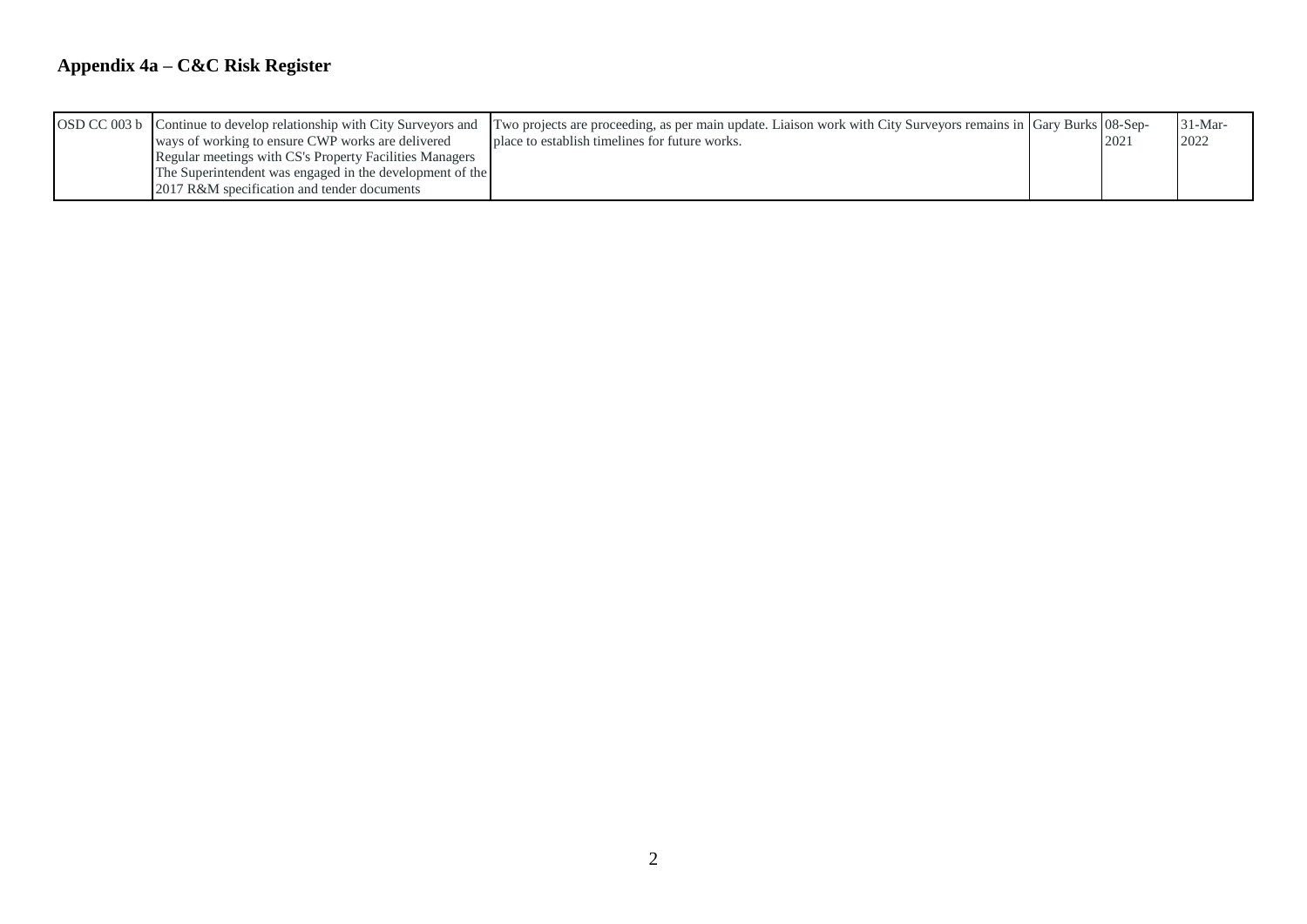## Appendix 4a – C&C Risk Register

| | | | | | |
|---|---|---|---|---|---|
| OSD CC 003 b | Continue to develop relationship with City Surveyors and ways of working to ensure CWP works are delivered Regular meetings with CS's Property Facilities Managers The Superintendent was engaged in the development of the 2017 R&M specification and tender documents | Two projects are proceeding, as per main update. Liaison work with City Surveyors remains in place to establish timelines for future works. | Gary Burks | 08-Sep-2021 | 31-Mar-2022 |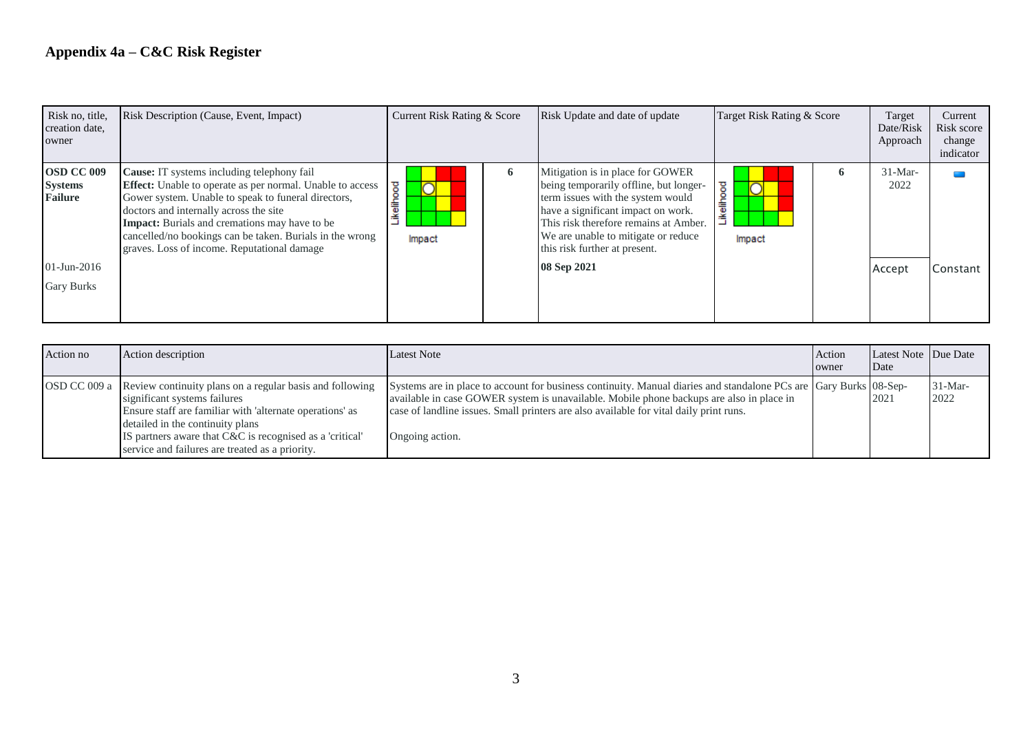# Appendix 4a – C&C Risk Register

| Risk no, title, creation date, owner | Risk Description (Cause, Event, Impact) | Current Risk Rating & Score | | Risk Update and date of update | Target Risk Rating & Score | | Target Date/Risk Approach | Current Risk score change indicator |
|---|---|---|---|---|---|---|---|---|
| **OSD CC 009 Systems Failure**<br><br>01-Jun-2016<br><br>Gary Burks | **Cause:** IT systems including telephony fail<br>**Effect:** Unable to operate as per normal. Unable to access Gower system. Unable to speak to funeral directors, doctors and internally across the site<br>**Impact:** Burials and cremations may have to be cancelled/no bookings can be taken. Burials in the wrong graves. Loss of income. Reputational damage | Likelihood / Impact | 6 | Mitigation is in place for GOWER being temporarily offline, but longer-term issues with the system would have a significant impact on work. This risk therefore remains at Amber. We are unable to mitigate or reduce this risk further at present.<br><br>**08 Sep 2021** | Likelihood / Impact | 6 | 31-Mar-2022<br><br>Accept | Constant |

| Action no | Action description | Latest Note | Action owner | Latest Note Date | Due Date |
|---|---|---|---|---|---|
| OSD CC 009 a | Review continuity plans on a regular basis and following significant systems failures<br>Ensure staff are familiar with 'alternate operations' as detailed in the continuity plans<br>IS partners aware that C&C is recognised as a 'critical' service and failures are treated as a priority. | Systems are in place to account for business continuity. Manual diaries and standalone PCs are available in case GOWER system is unavailable. Mobile phone backups are also in place in case of landline issues. Small printers are also available for vital daily print runs.<br><br>Ongoing action. | Gary Burks | 08-Sep-2021 | 31-Mar-2022 |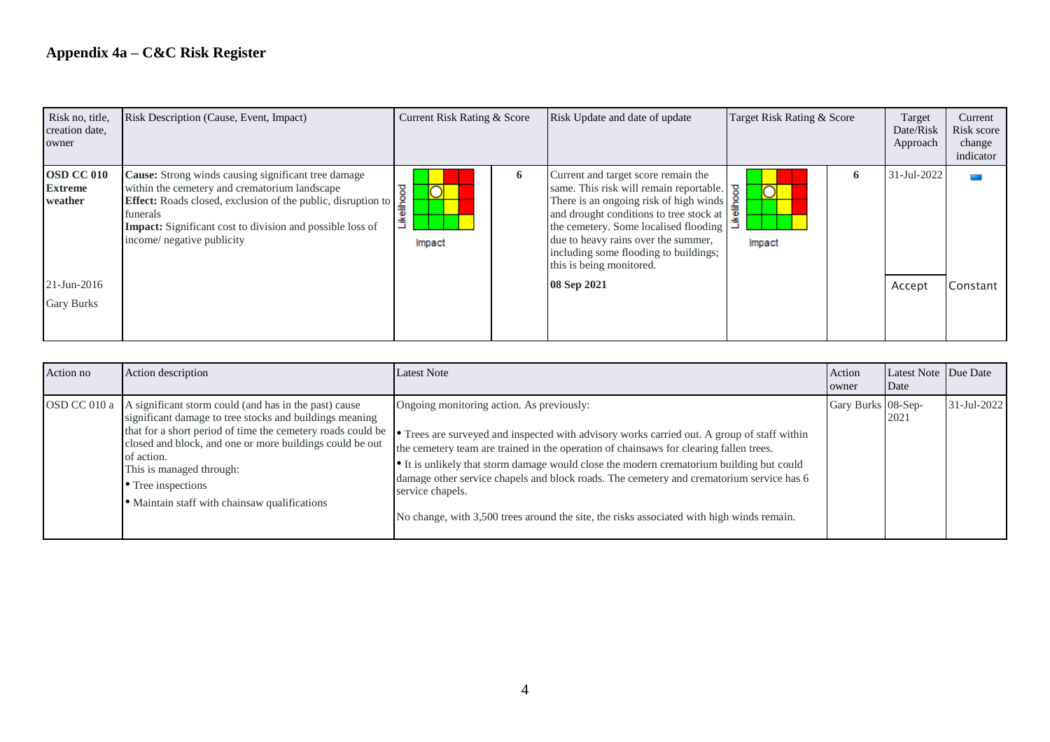## Appendix 4a – C&C Risk Register

| Risk no, title, creation date, owner | Risk Description (Cause, Event, Impact) | Current Risk Rating & Score | | Risk Update and date of update | Target Risk Rating & Score | | Target Date/Risk Approach | Current Risk score change indicator |
|---|---|---|---|---|---|---|---|---|
| **OSD CC 010 Extreme weather**<br><br>21-Jun-2016<br><br>Gary Burks | **Cause:** Strong winds causing significant tree damage within the cemetery and crematorium landscape<br>**Effect:** Roads closed, exclusion of the public, disruption to funerals<br>**Impact:** Significant cost to division and possible loss of income/ negative publicity | Likelihood / Impact | 6 | Current and target score remain the same. This risk will remain reportable. There is an ongoing risk of high winds and drought conditions to tree stock at the cemetery. Some localised flooding due to heavy rains over the summer, including some flooding to buildings; this is being monitored.<br><br>**08 Sep 2021** | Likelihood / Impact | 6 | 31-Jul-2022<br><br>Accept | Constant |

| Action no | Action description | Latest Note | Action owner | Latest Note Date | Due Date |
|---|---|---|---|---|---|
| OSD CC 010 a | A significant storm could (and has in the past) cause significant damage to tree stocks and buildings meaning that for a short period of time the cemetery roads could be closed and block, and one or more buildings could be out of action.<br>This is managed through:<br>• Tree inspections<br>• Maintain staff with chainsaw qualifications | Ongoing monitoring action. As previously:<br><br>• Trees are surveyed and inspected with advisory works carried out. A group of staff within the cemetery team are trained in the operation of chainsaws for clearing fallen trees.<br>• It is unlikely that storm damage would close the modern crematorium building but could damage other service chapels and block roads. The cemetery and crematorium service has 6 service chapels.<br><br>No change, with 3,500 trees around the site, the risks associated with high winds remain. | Gary Burks | 08-Sep-2021 | 31-Jul-2022 |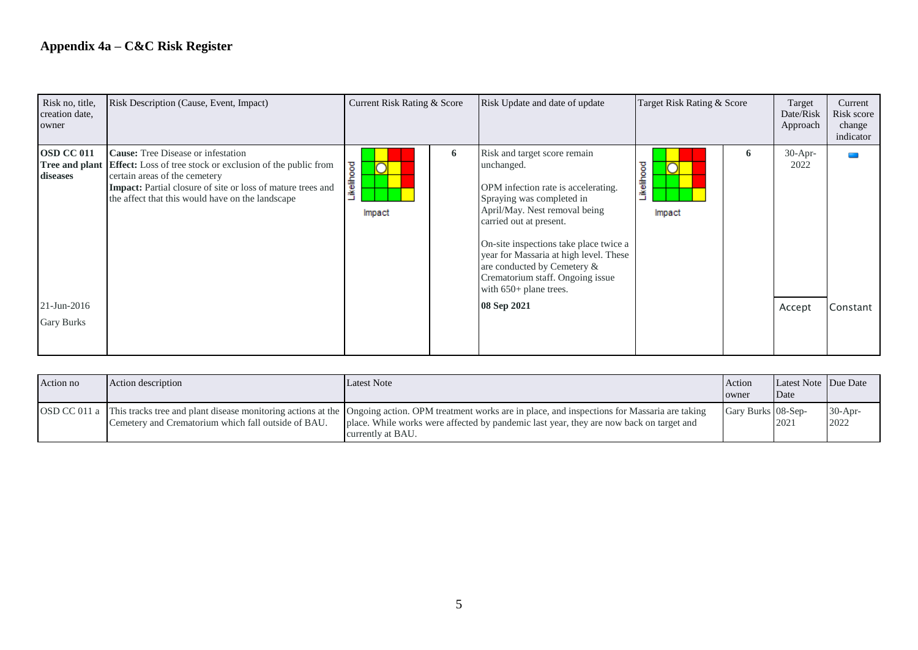# Appendix 4a – C&C Risk Register

| Risk no, title, creation date, owner | Risk Description (Cause, Event, Impact) | Current Risk Rating & Score | | Risk Update and date of update | Target Risk Rating & Score | | Target Date/Risk Approach | Current Risk score change indicator |
|---|---|---|---|---|---|---|---|---|
| **OSD CC 011 Tree and plant diseases** 21-Jun-2016 Gary Burks | **Cause:** Tree Disease or infestation **Effect:** Loss of tree stock or exclusion of the public from certain areas of the cemetery **Impact:** Partial closure of site or loss of mature trees and the affect that this would have on the landscape | Likelihood Impact | 6 | Risk and target score remain unchanged. OPM infection rate is accelerating. Spraying was completed in April/May. Nest removal being carried out at present. On-site inspections take place twice a year for Massaria at high level. These are conducted by Cemetery & Crematorium staff. Ongoing issue with 650+ plane trees. **08 Sep 2021** | Likelihood Impact | 6 | 30-Apr-2022 Accept | Constant |

| Action no | Action description | Latest Note | Action owner | Latest Note Date | Due Date |
|---|---|---|---|---|---|
| OSD CC 011 a | This tracks tree and plant disease monitoring actions at the Cemetery and Crematorium which fall outside of BAU. | Ongoing action. OPM treatment works are in place, and inspections for Massaria are taking place. While works were affected by pandemic last year, they are now back on target and currently at BAU. | Gary Burks | 08-Sep-2021 | 30-Apr-2022 |